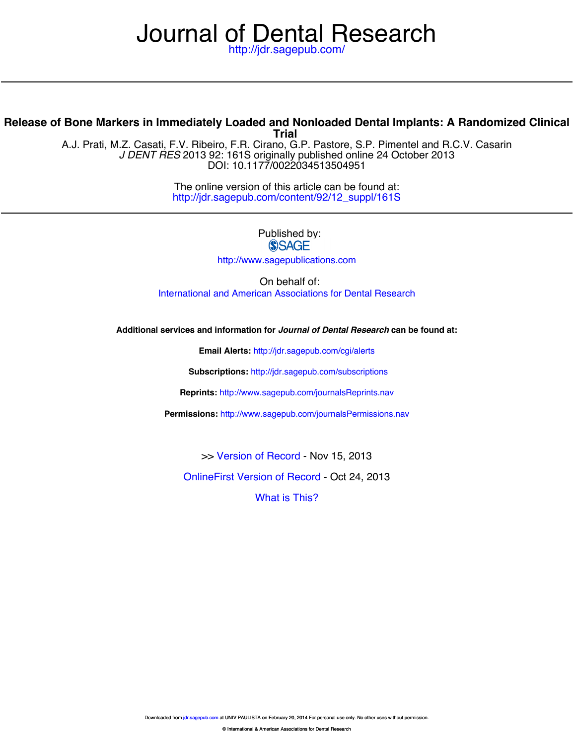# Journal of Dental Research

http://jdr.sagepub.com/

## Release of Bone Markers in Immediately Loaded and Nonloaded Dental Implants: A Randomized Clinical Trial

A.J. Prati, M.Z. Casati, F.V. Ribeiro, F.R. Cirano, G.P. Pastore, S.P. Pimentel and R.C.V. Casarin

*J DENT RES* 2013 92: 161S originally published online 24 October 2013

DOI: 10.1177/0022034513504951

The online version of this article can be found at:

http://jdr.sagepub.com/content/92/12_suppl/161S

Published by:

SAGE

http://www.sagepublications.com

On behalf of:

International and American Associations for Dental Research

**Additional services and information for *Journal of Dental Research* can be found at:**

**Email Alerts:** http://jdr.sagepub.com/cgi/alerts

**Subscriptions:** http://jdr.sagepub.com/subscriptions

**Reprints:** http://www.sagepub.com/journalsReprints.nav

**Permissions:** http://www.sagepub.com/journalsPermissions.nav

>> Version of Record - Nov 15, 2013

OnlineFirst Version of Record - Oct 24, 2013

What is This?

Downloaded from jdr.sagepub.com at UNIV PAULISTA on February 20, 2014 For personal use only. No other uses without permission.

© International & American Associations for Dental Research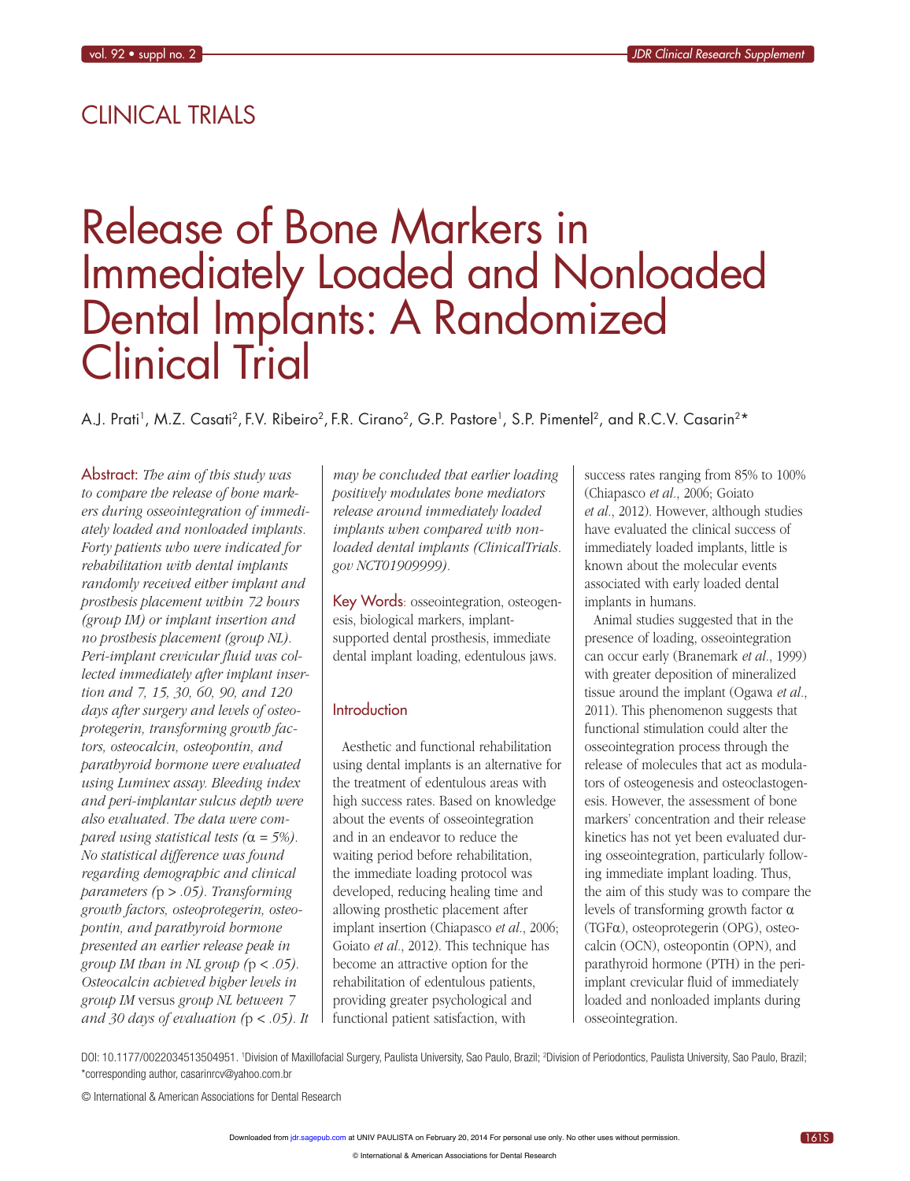# CLINICAL TRIALS

# Release of Bone Markers in Immediately Loaded and Nonloaded Dental Implants: A Randomized Clinical Trial

A.J. Prati[1], M.Z. Casati[2], F.V. Ribeiro[2], F.R. Cirano[2], G.P. Pastore[1], S.P. Pimentel[2], and R.C.V. Casarin[2]*

**Abstract:** *The aim of this study was to compare the release of bone markers during osseointegration of immediately loaded and nonloaded implants. Forty patients who were indicated for rehabilitation with dental implants randomly received either implant and prosthesis placement within 72 hours (group IM) or implant insertion and no prosthesis placement (group NL). Peri-implant crevicular fluid was collected immediately after implant insertion and 7, 15, 30, 60, 90, and 120 days after surgery and levels of osteoprotegerin, transforming growth factors, osteocalcin, osteopontin, and parathyroid hormone were evaluated using Luminex assay. Bleeding index and peri-implantar sulcus depth were also evaluated. The data were compared using statistical tests ($\alpha = 5\%$). No statistical difference was found regarding demographic and clinical parameters ($p > .05$). Transforming growth factors, osteoprotegerin, osteopontin, and parathyroid hormone presented an earlier release peak in group IM than in NL group ($p < .05$). Osteocalcin achieved higher levels in group IM versus group NL between 7 and 30 days of evaluation ($p < .05$). It may be concluded that earlier loading positively modulates bone mediators release around immediately loaded implants when compared with nonloaded dental implants (ClinicalTrials.gov NCT01909999).*

**Key Words**: osseointegration, osteogenesis, biological markers, implant-supported dental prosthesis, immediate dental implant loading, edentulous jaws.

## Introduction

Aesthetic and functional rehabilitation using dental implants is an alternative for the treatment of edentulous areas with high success rates. Based on knowledge about the events of osseointegration and in an endeavor to reduce the waiting period before rehabilitation, the immediate loading protocol was developed, reducing healing time and allowing prosthetic placement after implant insertion (Chiapasco *et al.*, 2006; Goiato *et al.*, 2012). This technique has become an attractive option for the rehabilitation of edentulous patients, providing greater psychological and functional patient satisfaction, with success rates ranging from 85% to 100% (Chiapasco *et al.*, 2006; Goiato *et al.*, 2012). However, although studies have evaluated the clinical success of immediately loaded implants, little is known about the molecular events associated with early loaded dental implants in humans.

Animal studies suggested that in the presence of loading, osseointegration can occur early (Branemark *et al.*, 1999) with greater deposition of mineralized tissue around the implant (Ogawa *et al.*, 2011). This phenomenon suggests that functional stimulation could alter the osseointegration process through the release of molecules that act as modulators of osteogenesis and osteoclastogenesis. However, the assessment of bone markers' concentration and their release kinetics has not yet been evaluated during osseointegration, particularly following immediate implant loading. Thus, the aim of this study was to compare the levels of transforming growth factor $\alpha$ (TGF$\alpha$), osteoprotegerin (OPG), osteocalcin (OCN), osteopontin (OPN), and parathyroid hormone (PTH) in the peri-implant crevicular fluid of immediately loaded and nonloaded implants during osseointegration.

DOI: 10.1177/0022034513504951. [1]Division of Maxillofacial Surgery, Paulista University, Sao Paulo, Brazil; [2]Division of Periodontics, Paulista University, Sao Paulo, Brazil; *corresponding author, casarinrcv@yahoo.com.br

© International & American Associations for Dental Research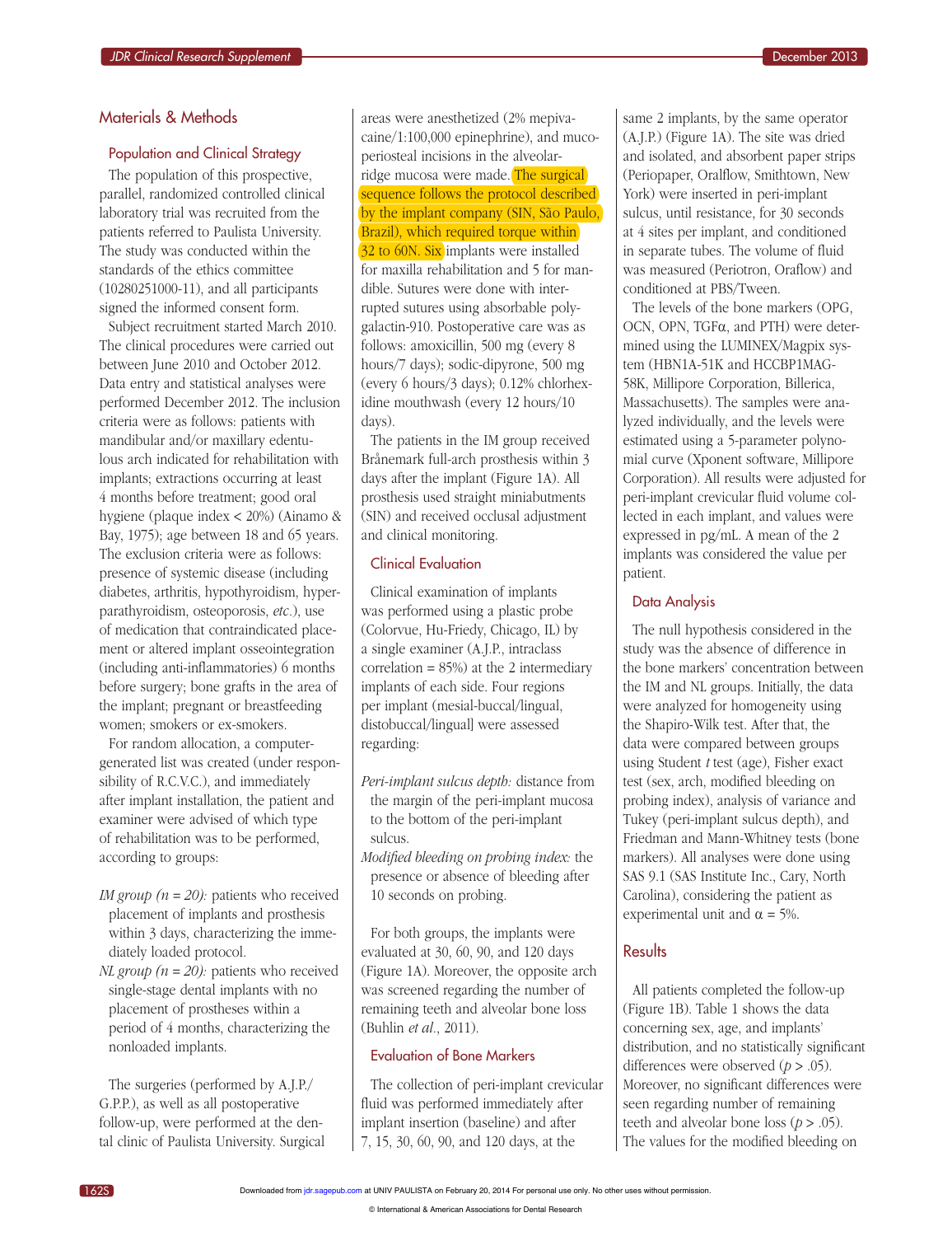## Materials & Methods

### Population and Clinical Strategy

The population of this prospective, parallel, randomized controlled clinical laboratory trial was recruited from the patients referred to Paulista University. The study was conducted within the standards of the ethics committee (10280251000-11), and all participants signed the informed consent form.

Subject recruitment started March 2010. The clinical procedures were carried out between June 2010 and October 2012. Data entry and statistical analyses were performed December 2012. The inclusion criteria were as follows: patients with mandibular and/or maxillary edentulous arch indicated for rehabilitation with implants; extractions occurring at least 4 months before treatment; good oral hygiene (plaque index < 20%) (Ainamo & Bay, 1975); age between 18 and 65 years. The exclusion criteria were as follows: presence of systemic disease (including diabetes, arthritis, hypothyroidism, hyperparathyroidism, osteoporosis, *etc.*), use of medication that contraindicated placement or altered implant osseointegration (including anti-inflammatories) 6 months before surgery; bone grafts in the area of the implant; pregnant or breastfeeding women; smokers or ex-smokers.

For random allocation, a computer-generated list was created (under responsibility of R.C.V.C.), and immediately after implant installation, the patient and examiner were advised of which type of rehabilitation was to be performed, according to groups:

- *IM group (n = 20):* patients who received placement of implants and prosthesis within 3 days, characterizing the immediately loaded protocol.
- *NL group (n = 20):* patients who received single-stage dental implants with no placement of prostheses within a period of 4 months, characterizing the nonloaded implants.

The surgeries (performed by A.J.P./G.P.P.), as well as all postoperative follow-up, were performed at the dental clinic of Paulista University. Surgical areas were anesthetized (2% mepivacaine/1:100,000 epinephrine), and mucoperiosteal incisions in the alveolar-ridge mucosa were made. The surgical sequence follows the protocol described by the implant company (SIN, São Paulo, Brazil), which required torque within 32 to 60N. Six implants were installed for maxilla rehabilitation and 5 for mandible. Sutures were done with interrupted sutures using absorbable polygalactin-910. Postoperative care was as follows: amoxicillin, 500 mg (every 8 hours/7 days); sodic-dipyrone, 500 mg (every 6 hours/3 days); 0.12% chlorhexidine mouthwash (every 12 hours/10 days).

The patients in the IM group received Brånemark full-arch prosthesis within 3 days after the implant (Figure 1A). All prosthesis used straight miniabutments (SIN) and received occlusal adjustment and clinical monitoring.

### Clinical Evaluation

Clinical examination of implants was performed using a plastic probe (Colorvue, Hu-Friedy, Chicago, IL) by a single examiner (A.J.P., intraclass correlation = 85%) at the 2 intermediary implants of each side. Four regions per implant (mesial-buccal/lingual, distobuccal/lingual] were assessed regarding:

- *Peri-implant sulcus depth:* distance from the margin of the peri-implant mucosa to the bottom of the peri-implant sulcus.
- *Modified bleeding on probing index:* the presence or absence of bleeding after 10 seconds on probing.

For both groups, the implants were evaluated at 30, 60, 90, and 120 days (Figure 1A). Moreover, the opposite arch was screened regarding the number of remaining teeth and alveolar bone loss (Buhlin *et al.*, 2011).

### Evaluation of Bone Markers

The collection of peri-implant crevicular fluid was performed immediately after implant insertion (baseline) and after 7, 15, 30, 60, 90, and 120 days, at the same 2 implants, by the same operator (A.J.P.) (Figure 1A). The site was dried and isolated, and absorbent paper strips (Periopaper, Oralflow, Smithtown, New York) were inserted in peri-implant sulcus, until resistance, for 30 seconds at 4 sites per implant, and conditioned in separate tubes. The volume of fluid was measured (Periotron, Oraflow) and conditioned at PBS/Tween.

The levels of the bone markers (OPG, OCN, OPN, TGFα, and PTH) were determined using the LUMINEX/Magpix system (HBN1A-51K and HCCBP1MAG-58K, Millipore Corporation, Billerica, Massachusetts). The samples were analyzed individually, and the levels were estimated using a 5-parameter polynomial curve (Xponent software, Millipore Corporation). All results were adjusted for peri-implant crevicular fluid volume collected in each implant, and values were expressed in pg/mL. A mean of the 2 implants was considered the value per patient.

### Data Analysis

The null hypothesis considered in the study was the absence of difference in the bone markers' concentration between the IM and NL groups. Initially, the data were analyzed for homogeneity using the Shapiro-Wilk test. After that, the data were compared between groups using Student *t* test (age), Fisher exact test (sex, arch, modified bleeding on probing index), analysis of variance and Tukey (peri-implant sulcus depth), and Friedman and Mann-Whitney tests (bone markers). All analyses were done using SAS 9.1 (SAS Institute Inc., Cary, North Carolina), considering the patient as experimental unit and $\alpha = 5\%$.

## Results

All patients completed the follow-up (Figure 1B). Table 1 shows the data concerning sex, age, and implants' distribution, and no statistically significant differences were observed ($p > .05$). Moreover, no significant differences were seen regarding number of remaining teeth and alveolar bone loss ($p > .05$). The values for the modified bleeding on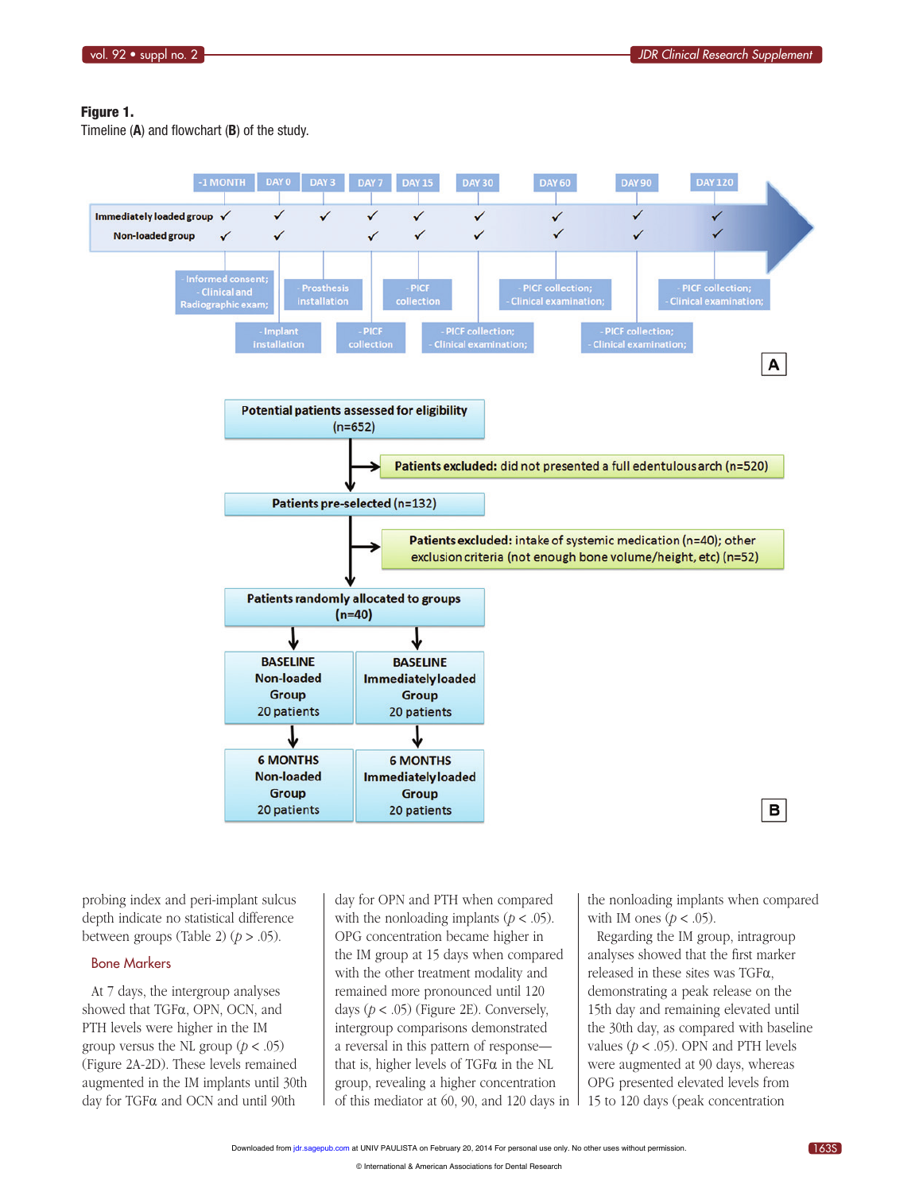**Figure 1.**
Timeline (**A**) and flowchart (**B**) of the study.

| | -1 MONTH | DAY 0 | DAY 3 | DAY 7 | DAY 15 | DAY 30 | DAY 60 | DAY 90 | DAY 120 |
|---|---|---|---|---|---|---|---|---|---|
| Immediately loaded group | ✓ | ✓ | ✓ | ✓ | ✓ | ✓ | ✓ | ✓ | ✓ |
| Non-loaded group | ✓ | ✓ | | ✓ | ✓ | ✓ | ✓ | ✓ | ✓ |
| | - Informed consent; - Clinical and Radiographic exam; | - Implant installation | - Prosthesis installation | - PICF collection | - PICF collection | - PICF collection; - Clinical examination; | - PICF collection; - Clinical examination; | - PICF collection; - Clinical examination; | - PICF collection; - Clinical examination; |

**A**

Potential patients assessed for eligibility (n=652)
→ **Patients excluded:** did not presented a full edentulous arch (n=520)

Patients pre-selected (n=132)
→ **Patients excluded:** intake of systemic medication (n=40); other exclusion criteria (not enough bone volume/height, etc) (n=52)

Patients randomly allocated to groups (n=40)

| BASELINE Non-loaded Group 20 patients | BASELINE Immediately loaded Group 20 patients |
|---|---|
| 6 MONTHS Non-loaded Group 20 patients | 6 MONTHS Immediately loaded Group 20 patients |

**B**

probing index and peri-implant sulcus depth indicate no statistical difference between groups (Table 2) ($p > .05$).

## Bone Markers

At 7 days, the intergroup analyses showed that TGFα, OPN, OCN, and PTH levels were higher in the IM group versus the NL group ($p < .05$) (Figure 2A-2D). These levels remained augmented in the IM implants until 30th day for TGFα and OCN and until 90th day for OPN and PTH when compared with the nonloading implants ($p < .05$). OPG concentration became higher in the IM group at 15 days when compared with the other treatment modality and remained more pronounced until 120 days ($p < .05$) (Figure 2E). Conversely, intergroup comparisons demonstrated a reversal in this pattern of response—that is, higher levels of TGFα in the NL group, revealing a higher concentration of this mediator at 60, 90, and 120 days in the nonloading implants when compared with IM ones ($p < .05$).

Regarding the IM group, intragroup analyses showed that the first marker released in these sites was TGFα, demonstrating a peak release on the 15th day and remaining elevated until the 30th day, as compared with baseline values ($p < .05$). OPN and PTH levels were augmented at 90 days, whereas OPG presented elevated levels from 15 to 120 days (peak concentration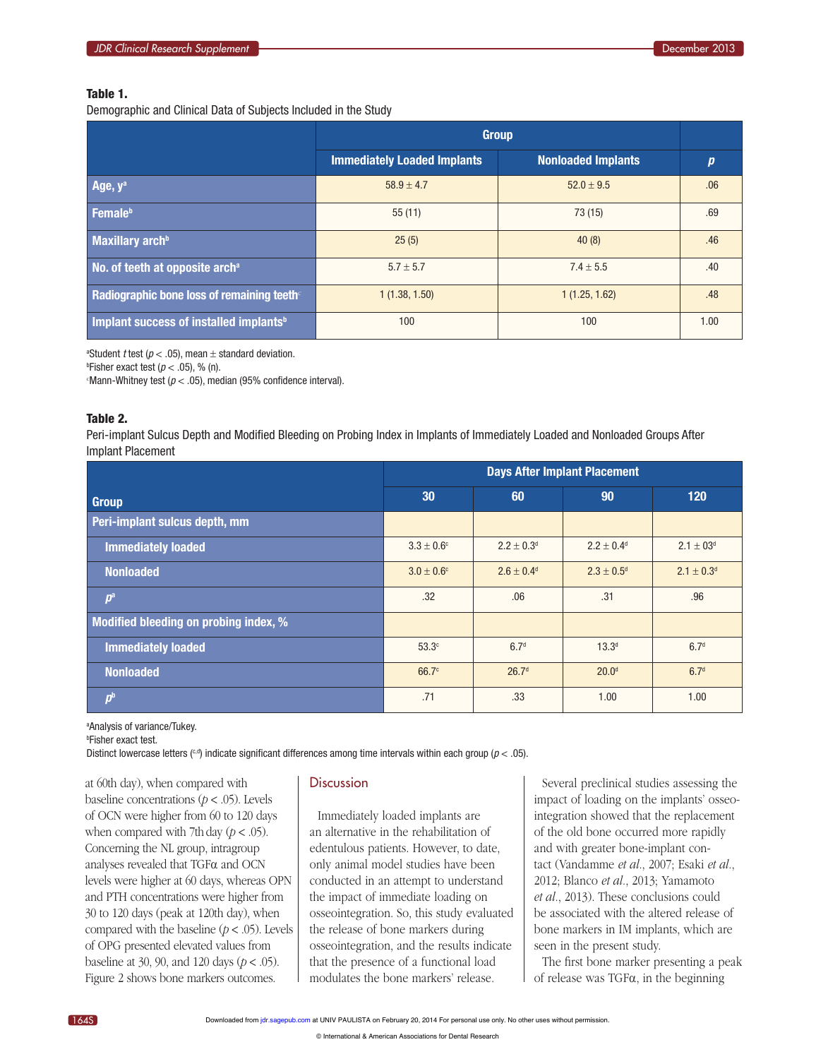**Table 1.**
Demographic and Clinical Data of Subjects Included in the Study

| | Group | | |
|---|---|---|---|
| | Immediately Loaded Implants | Nonloaded Implants | *p* |
| Age, y[a] | 58.9 ± 4.7 | 52.0 ± 9.5 | .06 |
| Female[b] | 55 (11) | 73 (15) | .69 |
| Maxillary arch[b] | 25 (5) | 40 (8) | .46 |
| No. of teeth at opposite arch[a] | 5.7 ± 5.7 | 7.4 ± 5.5 | .40 |
| Radiographic bone loss of remaining teeth[c] | 1 (1.38, 1.50) | 1 (1.25, 1.62) | .48 |
| Implant success of installed implants[b] | 100 | 100 | 1.00 |

[a]Student *t* test ($p < .05$), mean ± standard deviation.
[b]Fisher exact test ($p < .05$), % (n).
[c]Mann-Whitney test ($p < .05$), median (95% confidence interval).

**Table 2.**
Peri-implant Sulcus Depth and Modified Bleeding on Probing Index in Implants of Immediately Loaded and Nonloaded Groups After Implant Placement

| | Days After Implant Placement | | | |
|---|---|---|---|---|
| Group | 30 | 60 | 90 | 120 |
| **Peri-implant sulcus depth, mm** | | | | |
| Immediately loaded | 3.3 ± 0.6[c] | 2.2 ± 0.3[d] | 2.2 ± 0.4[d] | 2.1 ± 03[d] |
| Nonloaded | 3.0 ± 0.6[c] | 2.6 ± 0.4[d] | 2.3 ± 0.5[d] | 2.1 ± 0.3[d] |
| *p*[a] | .32 | .06 | .31 | .96 |
| **Modified bleeding on probing index, %** | | | | |
| Immediately loaded | 53.3[c] | 6.7[d] | 13.3[d] | 6.7[d] |
| Nonloaded | 66.7[c] | 26.7[d] | 20.0[d] | 6.7[d] |
| *p*[b] | .71 | .33 | 1.00 | 1.00 |

[a]Analysis of variance/Tukey.
[b]Fisher exact test.
Distinct lowercase letters ([c,d]) indicate significant differences among time intervals within each group ($p < .05$).

at 60th day), when compared with baseline concentrations ($p < .05$). Levels of OCN were higher from 60 to 120 days when compared with 7th day ($p < .05$). Concerning the NL group, intragroup analyses revealed that TGFα and OCN levels were higher at 60 days, whereas OPN and PTH concentrations were higher from 30 to 120 days (peak at 120th day), when compared with the baseline ($p < .05$). Levels of OPG presented elevated values from baseline at 30, 90, and 120 days ($p < .05$). Figure 2 shows bone markers outcomes.

## Discussion

Immediately loaded implants are an alternative in the rehabilitation of edentulous patients. However, to date, only animal model studies have been conducted in an attempt to understand the impact of immediate loading on osseointegration. So, this study evaluated the release of bone markers during osseointegration, and the results indicate that the presence of a functional load modulates the bone markers' release.

Several preclinical studies assessing the impact of loading on the implants' osseointegration showed that the replacement of the old bone occurred more rapidly and with greater bone-implant contact (Vandamme *et al.*, 2007; Esaki *et al.*, 2012; Blanco *et al.*, 2013; Yamamoto *et al.*, 2013). These conclusions could be associated with the altered release of bone markers in IM implants, which are seen in the present study.

The first bone marker presenting a peak of release was TGFα, in the beginning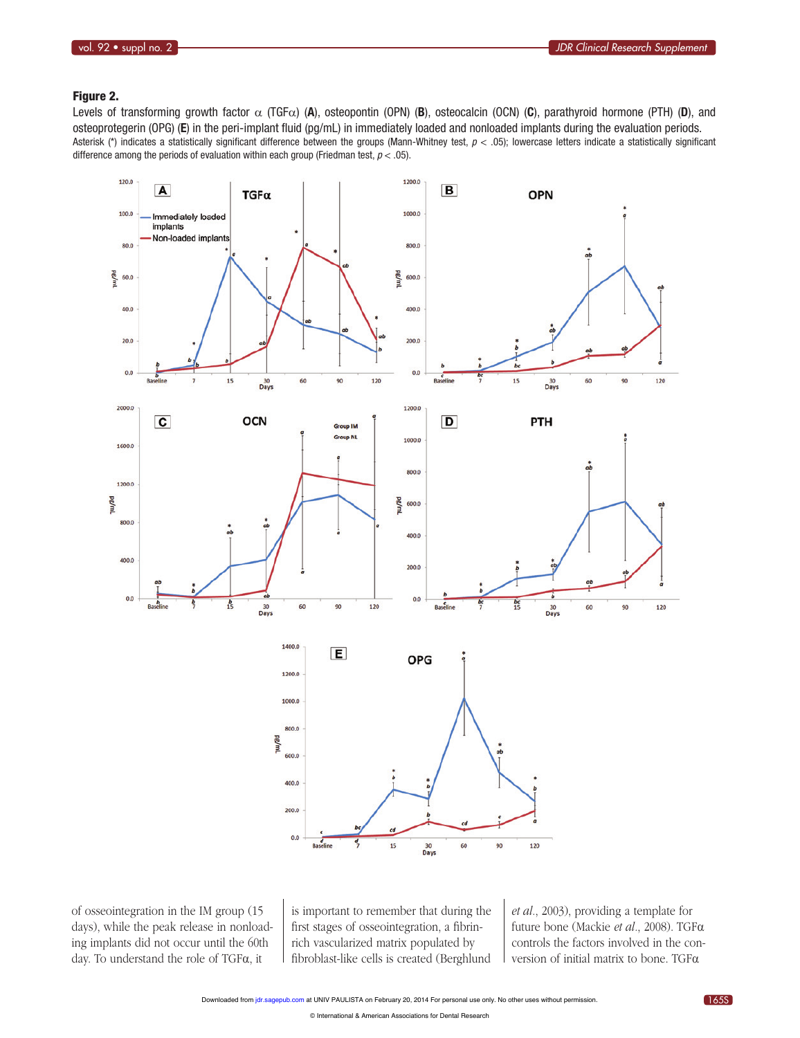**Figure 2.**

Levels of transforming growth factor α (TGFα) (**A**), osteopontin (OPN) (**B**), osteocalcin (OCN) (**C**), parathyroid hormone (PTH) (**D**), and osteoprotegerin (OPG) (**E**) in the peri-implant fluid (pg/mL) in immediately loaded and nonloaded implants during the evaluation periods. Asterisk (*) indicates a statistically significant difference between the groups (Mann-Whitney test, $p < .05$); lowercase letters indicate a statistically significant difference among the periods of evaluation within each group (Friedman test, $p < .05$).

of osseointegration in the IM group (15 days), while the peak release in nonloading implants did not occur until the 60th day. To understand the role of TGFα, it is important to remember that during the first stages of osseointegration, a fibrin-rich vascularized matrix populated by fibroblast-like cells is created (Berghlund *et al.*, 2003), providing a template for future bone (Mackie *et al.*, 2008). TGFα controls the factors involved in the conversion of initial matrix to bone. TGFα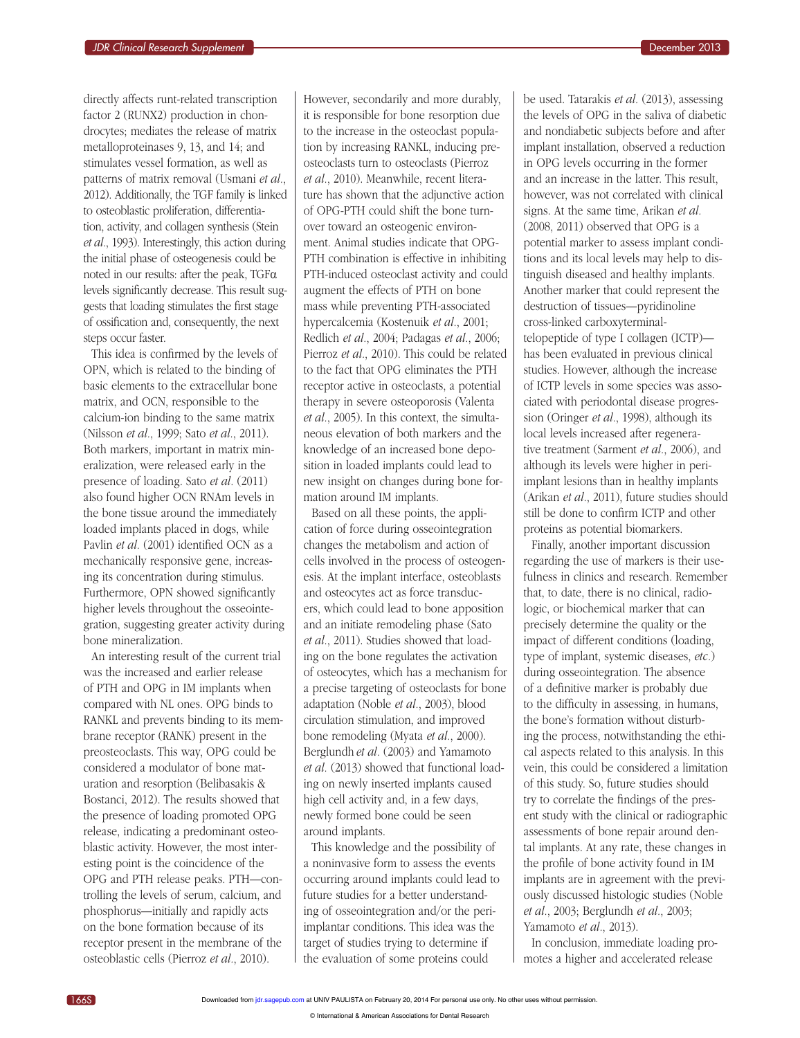directly affects runt-related transcription factor 2 (RUNX2) production in chondrocytes; mediates the release of matrix metalloproteinases 9, 13, and 14; and stimulates vessel formation, as well as patterns of matrix removal (Usmani *et al.*, 2012). Additionally, the TGF family is linked to osteoblastic proliferation, differentiation, activity, and collagen synthesis (Stein *et al.*, 1993). Interestingly, this action during the initial phase of osteogenesis could be noted in our results: after the peak, TGFα levels significantly decrease. This result suggests that loading stimulates the first stage of ossification and, consequently, the next steps occur faster.

This idea is confirmed by the levels of OPN, which is related to the binding of basic elements to the extracellular bone matrix, and OCN, responsible to the calcium-ion binding to the same matrix (Nilsson *et al.*, 1999; Sato *et al.*, 2011). Both markers, important in matrix mineralization, were released early in the presence of loading. Sato *et al.* (2011) also found higher OCN RNAm levels in the bone tissue around the immediately loaded implants placed in dogs, while Pavlin *et al.* (2001) identified OCN as a mechanically responsive gene, increasing its concentration during stimulus. Furthermore, OPN showed significantly higher levels throughout the osseointegration, suggesting greater activity during bone mineralization.

An interesting result of the current trial was the increased and earlier release of PTH and OPG in IM implants when compared with NL ones. OPG binds to RANKL and prevents binding to its membrane receptor (RANK) present in the preosteoclasts. This way, OPG could be considered a modulator of bone maturation and resorption (Belibasakis & Bostanci, 2012). The results showed that the presence of loading promoted OPG release, indicating a predominant osteoblastic activity. However, the most interesting point is the coincidence of the OPG and PTH release peaks. PTH—controlling the levels of serum, calcium, and phosphorus—initially and rapidly acts on the bone formation because of its receptor present in the membrane of the osteoblastic cells (Pierroz *et al.*, 2010). However, secondarily and more durably, it is responsible for bone resorption due to the increase in the osteoclast population by increasing RANKL, inducing preosteoclasts turn to osteoclasts (Pierroz *et al.*, 2010). Meanwhile, recent literature has shown that the adjunctive action of OPG-PTH could shift the bone turnover toward an osteogenic environment. Animal studies indicate that OPG-PTH combination is effective in inhibiting PTH-induced osteoclast activity and could augment the effects of PTH on bone mass while preventing PTH-associated hypercalcemia (Kostenuik *et al.*, 2001; Redlich *et al.*, 2004; Padagas *et al.*, 2006; Pierroz *et al.*, 2010). This could be related to the fact that OPG eliminates the PTH receptor active in osteoclasts, a potential therapy in severe osteoporosis (Valenta *et al.*, 2005). In this context, the simultaneous elevation of both markers and the knowledge of an increased bone deposition in loaded implants could lead to new insight on changes during bone formation around IM implants.

Based on all these points, the application of force during osseointegration changes the metabolism and action of cells involved in the process of osteogenesis. At the implant interface, osteoblasts and osteocytes act as force transducers, which could lead to bone apposition and an initiate remodeling phase (Sato *et al.*, 2011). Studies showed that loading on the bone regulates the activation of osteocytes, which has a mechanism for a precise targeting of osteoclasts for bone adaptation (Noble *et al.*, 2003), blood circulation stimulation, and improved bone remodeling (Myata *et al.*, 2000). Berglundh *et al.* (2003) and Yamamoto *et al.* (2013) showed that functional loading on newly inserted implants caused high cell activity and, in a few days, newly formed bone could be seen around implants.

This knowledge and the possibility of a noninvasive form to assess the events occurring around implants could lead to future studies for a better understanding of osseointegration and/or the peri-implantar conditions. This idea was the target of studies trying to determine if the evaluation of some proteins could be used. Tatarakis *et al.* (2013), assessing the levels of OPG in the saliva of diabetic and nondiabetic subjects before and after implant installation, observed a reduction in OPG levels occurring in the former and an increase in the latter. This result, however, was not correlated with clinical signs. At the same time, Arikan *et al.* (2008, 2011) observed that OPG is a potential marker to assess implant conditions and its local levels may help to distinguish diseased and healthy implants. Another marker that could represent the destruction of tissues—pyridinoline cross-linked carboxyterminal-telopeptide of type I collagen (ICTP)—has been evaluated in previous clinical studies. However, although the increase of ICTP levels in some species was associated with periodontal disease progression (Oringer *et al.*, 1998), although its local levels increased after regenerative treatment (Sarment *et al.*, 2006), and although its levels were higher in peri-implant lesions than in healthy implants (Arikan *et al.*, 2011), future studies should still be done to confirm ICTP and other proteins as potential biomarkers.

Finally, another important discussion regarding the use of markers is their usefulness in clinics and research. Remember that, to date, there is no clinical, radiologic, or biochemical marker that can precisely determine the quality or the impact of different conditions (loading, type of implant, systemic diseases, *etc.*) during osseointegration. The absence of a definitive marker is probably due to the difficulty in assessing, in humans, the bone's formation without disturbing the process, notwithstanding the ethical aspects related to this analysis. In this vein, this could be considered a limitation of this study. So, future studies should try to correlate the findings of the present study with the clinical or radiographic assessments of bone repair around dental implants. At any rate, these changes in the profile of bone activity found in IM implants are in agreement with the previously discussed histologic studies (Noble *et al.*, 2003; Berglundh *et al.*, 2003; Yamamoto *et al.*, 2013).

In conclusion, immediate loading promotes a higher and accelerated release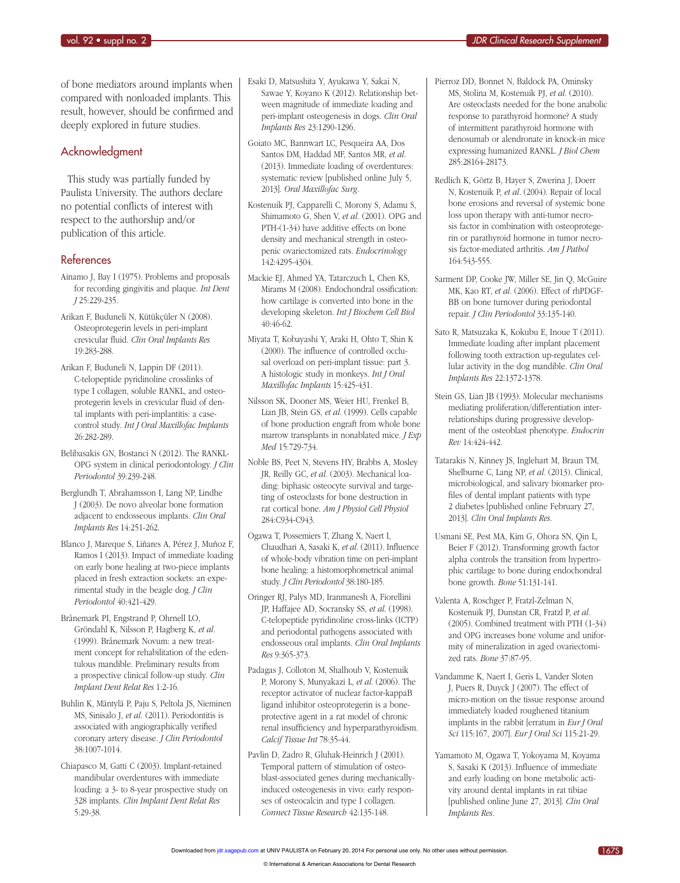of bone mediators around implants when compared with nonloaded implants. This result, however, should be confirmed and deeply explored in future studies.

## Acknowledgment

This study was partially funded by Paulista University. The authors declare no potential conflicts of interest with respect to the authorship and/or publication of this article.

## References

Ainamo J, Bay I (1975). Problems and proposals for recording gingivitis and plaque. *Int Dent J* 25:229-235.

Arikan F, Buduneli N, Kütükçüler N (2008). Osteoprotegerin levels in peri-implant crevicular fluid. *Clin Oral Implants Res* 19:283-288.

Arikan F, Buduneli N, Lappin DF (2011). C-telopeptide pyridinoline crosslinks of type I collagen, soluble RANKL, and osteoprotegerin levels in crevicular fluid of dental implants with peri-implantitis: a case-control study. *Int J Oral Maxillofac Implants* 26:282-289.

Belibasakis GN, Bostanci N (2012). The RANKL-OPG system in clinical periodontology. *J Clin Periodontol* 39:239-248.

Berglundh T, Abrahamsson I, Lang NP, Lindhe J (2003). De novo alveolar bone formation adjacent to endosseous implants. *Clin Oral Implants Res* 14:251-262.

Blanco J, Mareque S, Liñares A, Pérez J, Muñoz F, Ramos I (2013). Impact of immediate loading on early bone healing at two-piece implants placed in fresh extraction sockets: an experimental study in the beagle dog. *J Clin Periodontol* 40:421-429.

Brånemark PI, Engstrand P, Ohrnell LO, Gröndahl K, Nilsson P, Hagberg K, *et al.* (1999). Brånemark Novum: a new treatment concept for rehabilitation of the edentulous mandible. Preliminary results from a prospective clinical follow-up study. *Clin Implant Dent Relat Res* 1:2-16.

Buhlin K, Mäntylä P, Paju S, Peltola JS, Nieminen MS, Sinisalo J, *et al.* (2011). Periodontitis is associated with angiographically verified coronary artery disease. *J Clin Periodontol* 38:1007-1014.

Chiapasco M, Gatti C (2003). Implant-retained mandibular overdentures with immediate loading: a 3- to 8-year prospective study on 328 implants. *Clin Implant Dent Relat Res* 5:29-38.

Esaki D, Matsushita Y, Ayukawa Y, Sakai N, Sawae Y, Koyano K (2012). Relationship between magnitude of immediate loading and peri-implant osteogenesis in dogs. *Clin Oral Implants Res* 23:1290-1296.

Goiato MC, Bannwart LC, Pesqueira AA, Dos Santos DM, Haddad MF, Santos MR, *et al.* (2013). Immediate loading of overdentures: systematic review [published online July 5, 2013]. *Oral Maxillofac Surg*.

Kostenuik PJ, Capparelli C, Morony S, Adamu S, Shimamoto G, Shen V, *et al.* (2001). OPG and PTH-(1-34) have additive effects on bone density and mechanical strength in osteopenic ovariectomized rats. *Endocrinology* 142:4295-4304.

Mackie EJ, Ahmed YA, Tatarczuch L, Chen KS, Mirams M (2008). Endochondral ossification: how cartilage is converted into bone in the developing skeleton. *Int J Biochem Cell Biol* 40:46-62.

Miyata T, Kobayashi Y, Araki H, Ohto T, Shin K (2000). The influence of controlled occlusal overload on peri-implant tissue: part 3. A histologic study in monkeys. *Int J Oral Maxillofac Implants* 15:425-431.

Nilsson SK, Dooner MS, Weier HU, Frenkel B, Lian JB, Stein GS, *et al.* (1999). Cells capable of bone production engraft from whole bone marrow transplants in nonablated mice. *J Exp Med* 15:729-734.

Noble BS, Peet N, Stevens HY, Brabbs A, Mosley JR, Reilly GC, *et al.* (2003). Mechanical loading: biphasic osteocyte survival and targeting of osteoclasts for bone destruction in rat cortical bone. *Am J Physiol Cell Physiol* 284:C934-C943.

Ogawa T, Possemiers T, Zhang X, Naert I, Chaudhari A, Sasaki K, *et al.* (2011). Influence of whole-body vibration time on peri-implant bone healing: a histomorphometrical animal study. *J Clin Periodontol* 38:180-185.

Oringer RJ, Palys MD, Iranmanesh A, Fiorellini JP, Haffajee AD, Socransky SS, *et al.* (1998). C-telopeptide pyridinoline cross-links (ICTP) and periodontal pathogens associated with endosseous oral implants. *Clin Oral Implants Res* 9:365-373.

Padagas J, Colloton M, Shalhoub V, Kostenuik P, Morony S, Munyakazi L, *et al.* (2006). The receptor activator of nuclear factor-kappaB ligand inhibitor osteoprotegerin is a bone-protective agent in a rat model of chronic renal insufficiency and hyperparathyroidism. *Calcif Tissue Int* 78:35-44.

Pavlin D, Zadro R, Gluhak-Heinrich J (2001). Temporal pattern of stimulation of osteoblast-associated genes during mechanically-induced osteogenesis in vivo: early responses of osteocalcin and type I collagen. *Connect Tissue Research* 42:135-148.

Pierroz DD, Bonnet N, Baldock PA, Ominsky MS, Stolina M, Kostenuik PJ, *et al.* (2010). Are osteoclasts needed for the bone anabolic response to parathyroid hormone? A study of intermittent parathyroid hormone with denosumab or alendronate in knock-in mice expressing humanized RANKL. *J Biol Chem* 285:28164-28173.

Redlich K, Görtz B, Hayer S, Zwerina J, Doerr N, Kostenuik P, *et al.* (2004). Repair of local bone erosions and reversal of systemic bone loss upon therapy with anti-tumor necrosis factor in combination with osteoprotegerin or parathyroid hormone in tumor necrosis factor-mediated arthritis. *Am J Pathol* 164:543-555.

Sarment DP, Cooke JW, Miller SE, Jin Q, McGuire MK, Kao RT, *et al.* (2006). Effect of rhPDGF-BB on bone turnover during periodontal repair. *J Clin Periodontol* 33:135-140.

Sato R, Matsuzaka K, Kokubu E, Inoue T (2011). Immediate loading after implant placement following tooth extraction up-regulates cellular activity in the dog mandible. *Clin Oral Implants Res* 22:1372-1378.

Stein GS, Lian JB (1993). Molecular mechanisms mediating proliferation/differentiation interrelationships during progressive development of the osteoblast phenotype. *Endocrin Rev* 14:424-442.

Tatarakis N, Kinney JS, Inglehart M, Braun TM, Shelburne C, Lang NP, *et al.* (2013). Clinical, microbiological, and salivary biomarker profiles of dental implant patients with type 2 diabetes [published online February 27, 2013]. *Clin Oral Implants Res*.

Usmani SE, Pest MA, Kim G, Ohora SN, Qin L, Beier F (2012). Transforming growth factor alpha controls the transition from hypertrophic cartilage to bone during endochondral bone growth. *Bone* 51:131-141.

Valenta A, Roschger P, Fratzl-Zelman N, Kostenuik PJ, Dunstan CR, Fratzl P, *et al.* (2005). Combined treatment with PTH (1-34) and OPG increases bone volume and uniformity of mineralization in aged ovariectomized rats. *Bone* 37:87-95.

Vandamme K, Naert I, Geris L, Vander Sloten J, Puers R, Duyck J (2007). The effect of micro-motion on the tissue response around immediately loaded roughened titanium implants in the rabbit [erratum in *Eur J Oral Sci* 115:167, 2007]. *Eur J Oral Sci* 115:21-29.

Yamamoto M, Ogawa T, Yokoyama M, Koyama S, Sasaki K (2013). Influence of immediate and early loading on bone metabolic activity around dental implants in rat tibiae [published online June 27, 2013]. *Clin Oral Implants Res*.